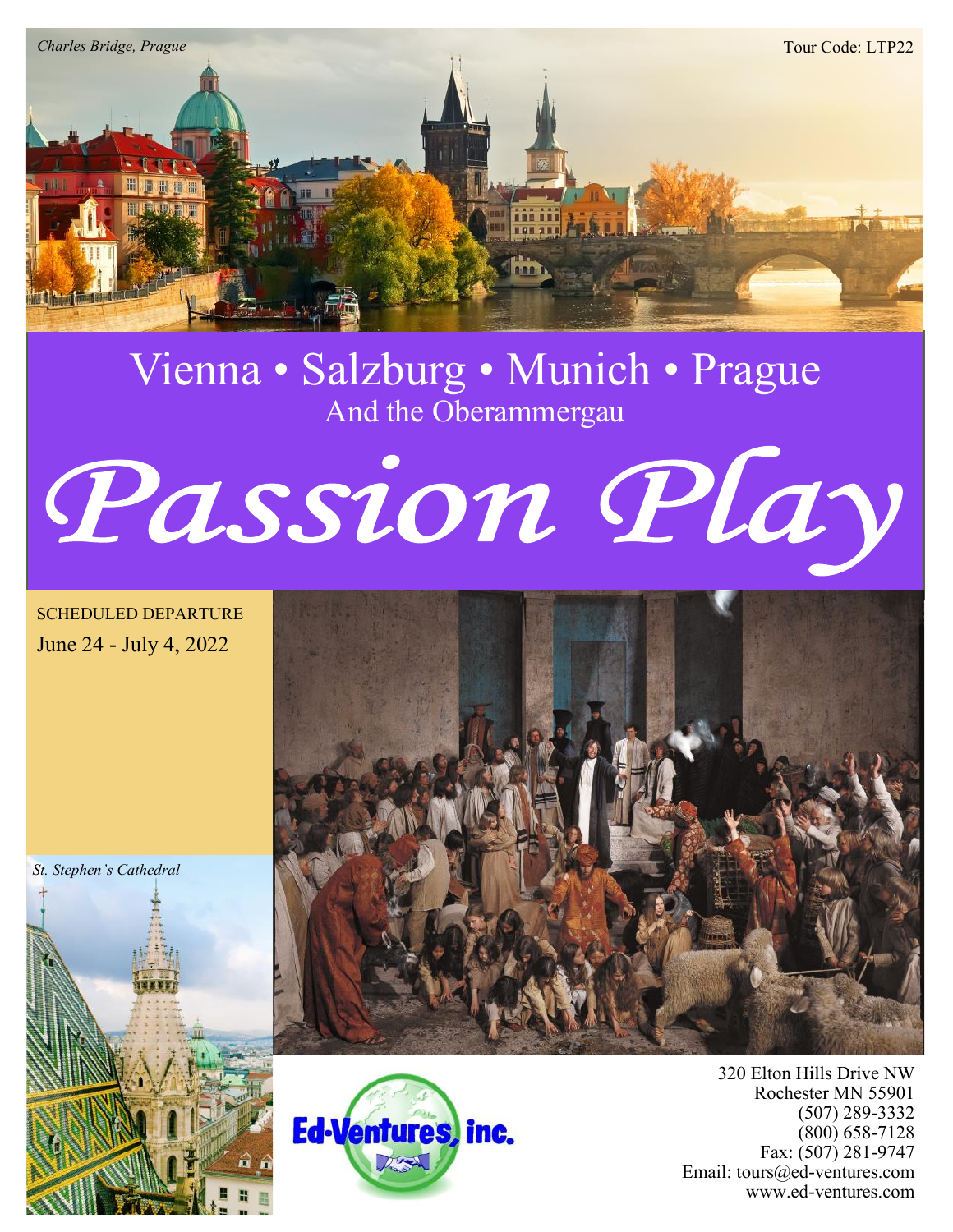*Charles Bridge, Prague*

Tour Code: LTP22

# Vienna • Salzburg • Munich • Prague

## And the Oberammergau

# *Passion Play*

SCHEDULED DEPARTURE

June 24 - July 4, 2022

*St. Stephen's Cathedral*

Ed-Ventures, inc.

320 Elton Hills Drive NW
Rochester MN 55901
(507) 289-3332
(800) 658-7128
Fax: (507) 281-9747
Email: tours@ed-ventures.com
www.ed-ventures.com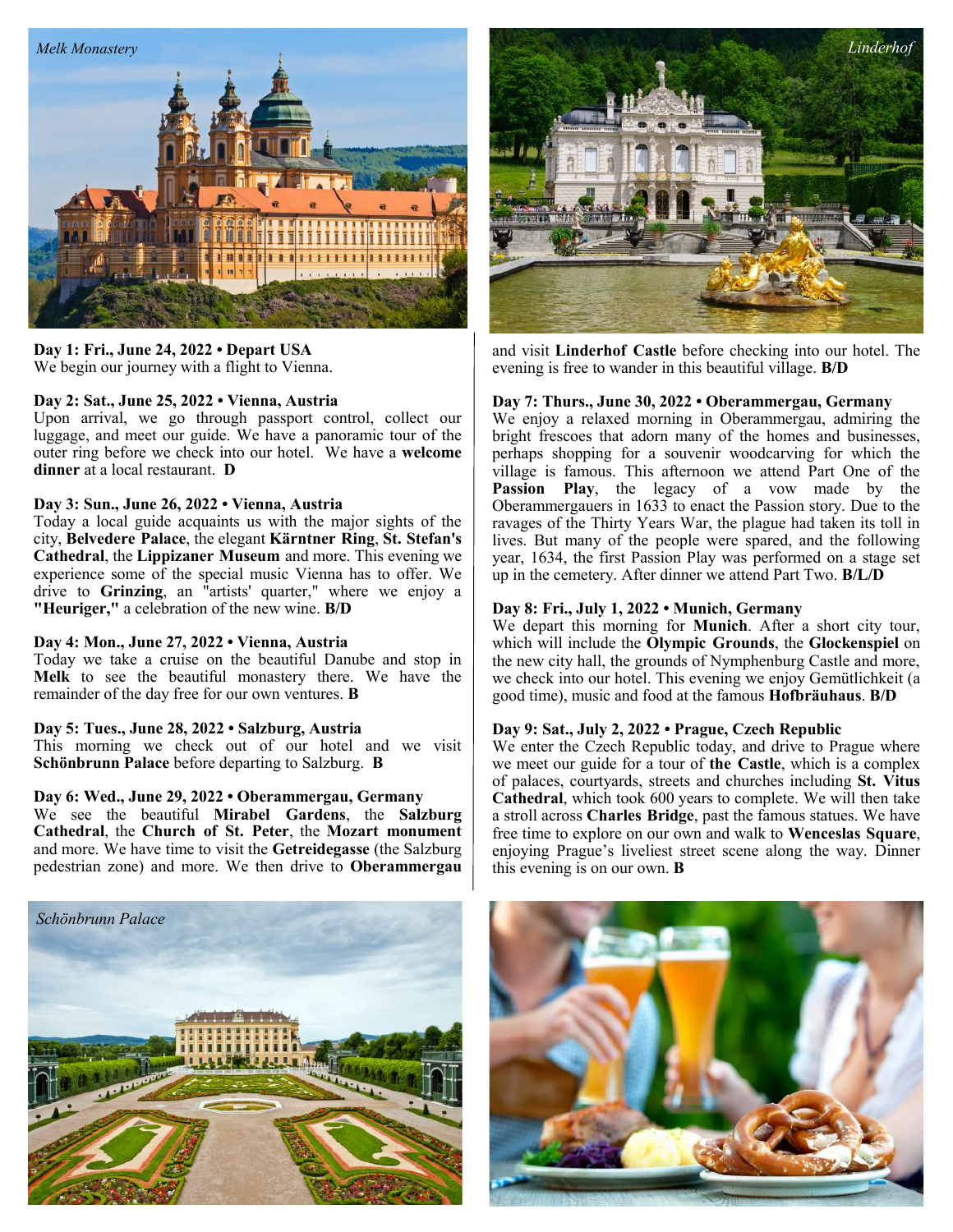*Melk Monastery*

*Linderhof*

**Day 1: Fri., June 24, 2022 • Depart USA**
We begin our journey with a flight to Vienna.

**Day 2: Sat., June 25, 2022 • Vienna, Austria**
Upon arrival, we go through passport control, collect our luggage, and meet our guide. We have a panoramic tour of the outer ring before we check into our hotel. We have a **welcome dinner** at a local restaurant. **D**

**Day 3: Sun., June 26, 2022 • Vienna, Austria**
Today a local guide acquaints us with the major sights of the city, **Belvedere Palace**, the elegant **Kärntner Ring**, **St. Stefan's Cathedral**, the **Lippizaner Museum** and more. This evening we experience some of the special music Vienna has to offer. We drive to **Grinzing**, an "artists' quarter," where we enjoy a **"Heuriger,"** a celebration of the new wine. **B/D**

**Day 4: Mon., June 27, 2022 • Vienna, Austria**
Today we take a cruise on the beautiful Danube and stop in **Melk** to see the beautiful monastery there. We have the remainder of the day free for our own ventures. **B**

**Day 5: Tues., June 28, 2022 • Salzburg, Austria**
This morning we check out of our hotel and we visit **Schönbrunn Palace** before departing to Salzburg. **B**

**Day 6: Wed., June 29, 2022 • Oberammergau, Germany**
We see the beautiful **Mirabel Gardens**, the **Salzburg Cathedral**, the **Church of St. Peter**, the **Mozart monument** and more. We have time to visit the **Getreidegasse** (the Salzburg pedestrian zone) and more. We then drive to **Oberammergau** and visit **Linderhof Castle** before checking into our hotel. The evening is free to wander in this beautiful village. **B/D**

**Day 7: Thurs., June 30, 2022 • Oberammergau, Germany**
We enjoy a relaxed morning in Oberammergau, admiring the bright frescoes that adorn many of the homes and businesses, perhaps shopping for a souvenir woodcarving for which the village is famous. This afternoon we attend Part One of the **Passion Play**, the legacy of a vow made by the Oberammergauers in 1633 to enact the Passion story. Due to the ravages of the Thirty Years War, the plague had taken its toll in lives. But many of the people were spared, and the following year, 1634, the first Passion Play was performed on a stage set up in the cemetery. After dinner we attend Part Two. **B/L/D**

**Day 8: Fri., July 1, 2022 • Munich, Germany**
We depart this morning for **Munich**. After a short city tour, which will include the **Olympic Grounds**, the **Glockenspiel** on the new city hall, the grounds of Nymphenburg Castle and more, we check into our hotel. This evening we enjoy Gemütlichkeit (a good time), music and food at the famous **Hofbräuhaus**. **B/D**

**Day 9: Sat., July 2, 2022 • Prague, Czech Republic**
We enter the Czech Republic today, and drive to Prague where we meet our guide for a tour of **the Castle**, which is a complex of palaces, courtyards, streets and churches including **St. Vitus Cathedral**, which took 600 years to complete. We will then take a stroll across **Charles Bridge**, past the famous statues. We have free time to explore on our own and walk to **Wenceslas Square**, enjoying Prague's liveliest street scene along the way. Dinner this evening is on our own. **B**

*Schönbrunn Palace*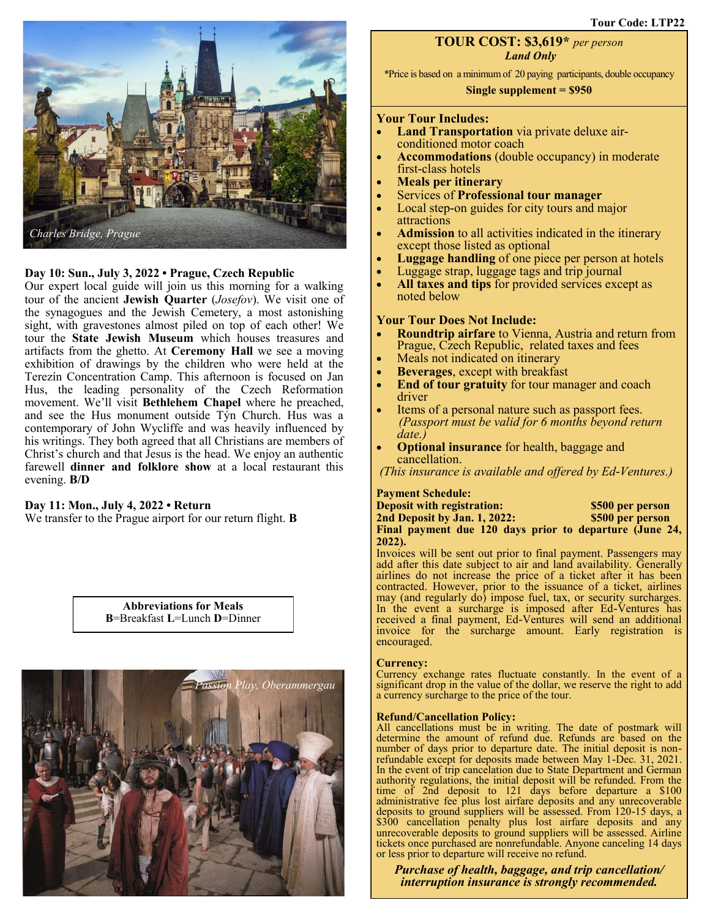*Charles Bridge, Prague*

**Day 10: Sun., July 3, 2022 • Prague, Czech Republic**

Our expert local guide will join us this morning for a walking tour of the ancient **Jewish Quarter** (*Josefov*). We visit one of the synagogues and the Jewish Cemetery, a most astonishing sight, with gravestones almost piled on top of each other! We tour the **State Jewish Museum** which houses treasures and artifacts from the ghetto. At **Ceremony Hall** we see a moving exhibition of drawings by the children who were held at the Terezín Concentration Camp. This afternoon is focused on Jan Hus, the leading personality of the Czech Reformation movement. We'll visit **Bethlehem Chapel** where he preached, and see the Hus monument outside Týn Church. Hus was a contemporary of John Wycliffe and was heavily influenced by his writings. They both agreed that all Christians are members of Christ's church and that Jesus is the head. We enjoy an authentic farewell **dinner and folklore show** at a local restaurant this evening. **B/D**

**Day 11: Mon., July 4, 2022 • Return**

We transfer to the Prague airport for our return flight. **B**

**Abbreviations for Meals**
**B**=Breakfast **L**=Lunch **D**=Dinner

*Passion Play, Oberammergau*

**Tour Code: LTP22**

**TOUR COST: $3,619*** *per person*
***Land Only***

*Price is based on a minimum of 20 paying participants, double occupancy

**Single supplement = $950**

**Your Tour Includes:**

- **Land Transportation** via private deluxe air-conditioned motor coach
- **Accommodations** (double occupancy) in moderate first-class hotels
- **Meals per itinerary**
- Services of **Professional tour manager**
- Local step-on guides for city tours and major attractions
- **Admission** to all activities indicated in the itinerary except those listed as optional
- **Luggage handling** of one piece per person at hotels
- Luggage strap, luggage tags and trip journal
- **All taxes and tips** for provided services except as noted below

**Your Tour Does Not Include:**

- **Roundtrip airfare** to Vienna, Austria and return from Prague, Czech Republic, related taxes and fees
- Meals not indicated on itinerary
- **Beverages**, except with breakfast
- **End of tour gratuity** for tour manager and coach driver
- Items of a personal nature such as passport fees. *(Passport must be valid for 6 months beyond return date.)*
- **Optional insurance** for health, baggage and cancellation.

*(This insurance is available and offered by Ed-Ventures.)*

**Payment Schedule:**

**Deposit with registration: $500 per person**
**2nd Deposit by Jan. 1, 2022: $500 per person**
**Final payment due 120 days prior to departure (June 24, 2022).**

Invoices will be sent out prior to final payment. Passengers may add after this date subject to air and land availability. Generally airlines do not increase the price of a ticket after it has been contracted. However, prior to the issuance of a ticket, airlines may (and regularly do) impose fuel, tax, or security surcharges. In the event a surcharge is imposed after Ed-Ventures has received a final payment, Ed-Ventures will send an additional invoice for the surcharge amount. Early registration is encouraged.

**Currency:**

Currency exchange rates fluctuate constantly. In the event of a significant drop in the value of the dollar, we reserve the right to add a currency surcharge to the price of the tour.

**Refund/Cancellation Policy:**

All cancellations must be in writing. The date of postmark will determine the amount of refund due. Refunds are based on the number of days prior to departure date. The initial deposit is non-refundable except for deposits made between May 1-Dec. 31, 2021. In the event of trip cancelation due to State Department and German authority regulations, the initial deposit will be refunded. From the time of 2nd deposit to 121 days before departure a $100 administrative fee plus lost airfare deposits and any unrecoverable deposits to ground suppliers will be assessed. From 120-15 days, a $300 cancellation penalty plus lost airfare deposits and any unrecoverable deposits to ground suppliers will be assessed. Airline tickets once purchased are nonrefundable. Anyone canceling 14 days or less prior to departure will receive no refund.

***Purchase of health, baggage, and trip cancellation/ interruption insurance is strongly recommended.***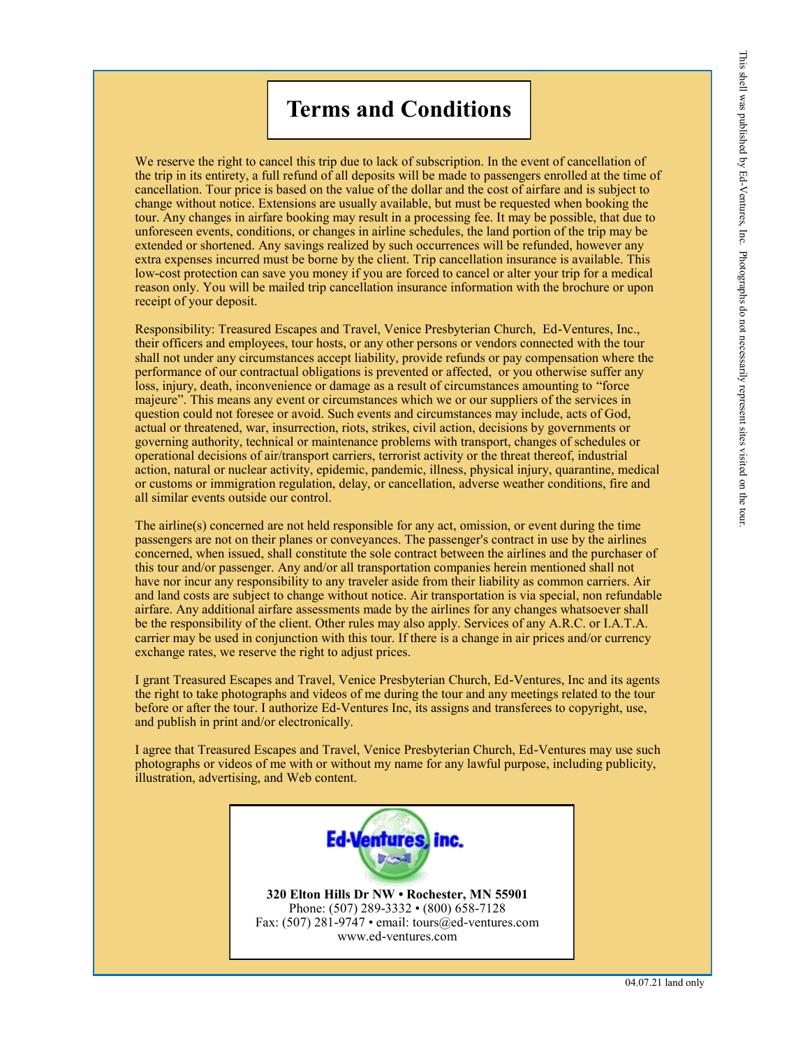# Terms and Conditions

We reserve the right to cancel this trip due to lack of subscription. In the event of cancellation of the trip in its entirety, a full refund of all deposits will be made to passengers enrolled at the time of cancellation. Tour price is based on the value of the dollar and the cost of airfare and is subject to change without notice. Extensions are usually available, but must be requested when booking the tour. Any changes in airfare booking may result in a processing fee. It may be possible, that due to unforeseen events, conditions, or changes in airline schedules, the land portion of the trip may be extended or shortened. Any savings realized by such occurrences will be refunded, however any extra expenses incurred must be borne by the client. Trip cancellation insurance is available. This low-cost protection can save you money if you are forced to cancel or alter your trip for a medical reason only. You will be mailed trip cancellation insurance information with the brochure or upon receipt of your deposit.

Responsibility: Treasured Escapes and Travel, Venice Presbyterian Church, Ed-Ventures, Inc., their officers and employees, tour hosts, or any other persons or vendors connected with the tour shall not under any circumstances accept liability, provide refunds or pay compensation where the performance of our contractual obligations is prevented or affected, or you otherwise suffer any loss, injury, death, inconvenience or damage as a result of circumstances amounting to "force majeure". This means any event or circumstances which we or our suppliers of the services in question could not foresee or avoid. Such events and circumstances may include, acts of God, actual or threatened, war, insurrection, riots, strikes, civil action, decisions by governments or governing authority, technical or maintenance problems with transport, changes of schedules or operational decisions of air/transport carriers, terrorist activity or the threat thereof, industrial action, natural or nuclear activity, epidemic, pandemic, illness, physical injury, quarantine, medical or customs or immigration regulation, delay, or cancellation, adverse weather conditions, fire and all similar events outside our control.

The airline(s) concerned are not held responsible for any act, omission, or event during the time passengers are not on their planes or conveyances. The passenger's contract in use by the airlines concerned, when issued, shall constitute the sole contract between the airlines and the purchaser of this tour and/or passenger. Any and/or all transportation companies herein mentioned shall not have nor incur any responsibility to any traveler aside from their liability as common carriers. Air and land costs are subject to change without notice. Air transportation is via special, non refundable airfare. Any additional airfare assessments made by the airlines for any changes whatsoever shall be the responsibility of the client. Other rules may also apply. Services of any A.R.C. or I.A.T.A. carrier may be used in conjunction with this tour. If there is a change in air prices and/or currency exchange rates, we reserve the right to adjust prices.

I grant Treasured Escapes and Travel, Venice Presbyterian Church, Ed-Ventures, Inc and its agents the right to take photographs and videos of me during the tour and any meetings related to the tour before or after the tour. I authorize Ed-Ventures Inc, its assigns and transferees to copyright, use, and publish in print and/or electronically.

I agree that Treasured Escapes and Travel, Venice Presbyterian Church, Ed-Ventures may use such photographs or videos of me with or without my name for any lawful purpose, including publicity, illustration, advertising, and Web content.

Ed-Ventures, inc.

**320 Elton Hills Dr NW • Rochester, MN 55901**
Phone: (507) 289-3332 • (800) 658-7128
Fax: (507) 281-9747 • email: tours@ed-ventures.com
www.ed-ventures.com

This shell was published by Ed-Ventures, Inc. Photographs do not necessarily represent sites visited on the tour.

04.07.21 land only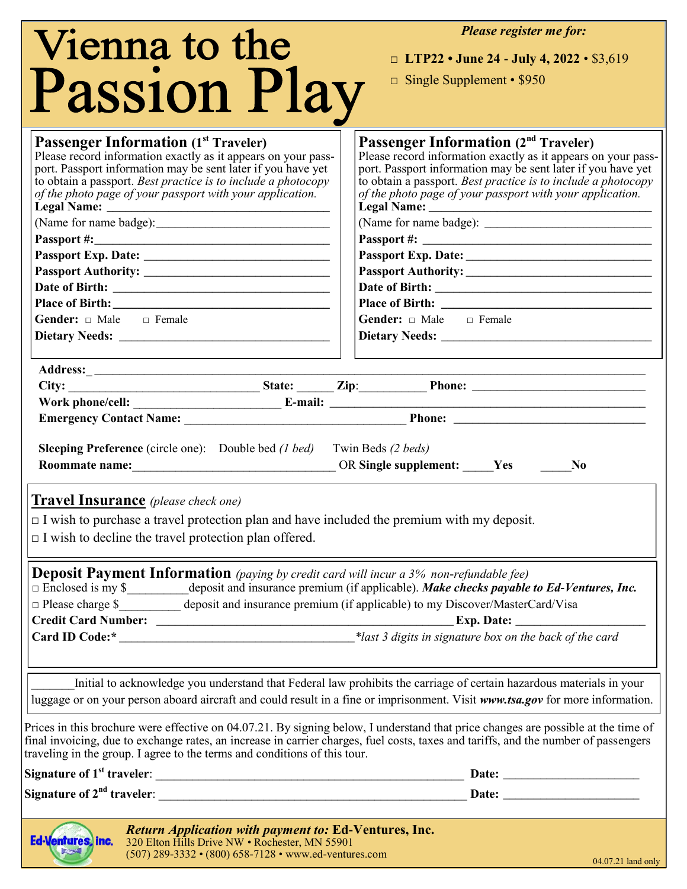# Vienna to the Passion Play

*Please register me for:*

□ **LTP22 • June 24 - July 4, 2022** • $3,619

□ Single Supplement • $950

## Passenger Information (1st Traveler)

Please record information exactly as it appears on your passport. Passport information may be sent later if you have yet to obtain a passport. *Best practice is to include a photocopy of the photo page of your passport with your application.*

**Legal Name:** ______________________________

(Name for name badge): ______________________________

**Passport #:** ______________________________

**Passport Exp. Date:** ______________________________

**Passport Authority:** ______________________________

**Date of Birth:** ______________________________

**Place of Birth:** ______________________________

**Gender:** □ Male □ Female

**Dietary Needs:** ______________________________

## Passenger Information (2nd Traveler)

Please record information exactly as it appears on your passport. Passport information may be sent later if you have yet to obtain a passport. *Best practice is to include a photocopy of the photo page of your passport with your application.*

**Legal Name:** ______________________________

(Name for name badge): ______________________________

**Passport #:** ______________________________

**Passport Exp. Date:** ______________________________

**Passport Authority:** ______________________________

**Date of Birth:** ______________________________

**Place of Birth:** ______________________________

**Gender:** □ Male □ Female

**Dietary Needs:** ______________________________

**Address:** ______________________________

**City:** ______________ **State:** ______ **Zip:** __________ **Phone:** ______________

**Work phone/cell:** ______________ **E-mail:** ______________________________

**Emergency Contact Name:** ______________________________ **Phone:** ______________

**Sleeping Preference** (circle one): Double bed *(1 bed)* Twin Beds *(2 beds)*

**Roommate name:** ______________________________ OR **Single supplement:** _____**Yes** _____**No**

## Travel Insurance *(please check one)*

□ I wish to purchase a travel protection plan and have included the premium with my deposit.

□ I wish to decline the travel protection plan offered.

## Deposit Payment Information *(paying by credit card will incur a 3% non-refundable fee)*

□ Enclosed is my $__________deposit and insurance premium (if applicable). ***Make checks payable to Ed-Ventures, Inc.***

□ Please charge $__________ deposit and insurance premium (if applicable) to my Discover/MasterCard/Visa

**Credit Card Number:** ______________________________ **Exp. Date:** ______________

**Card ID Code:*** ______________________________ **last 3 digits in signature box on the back of the card*

_______Initial to acknowledge you understand that Federal law prohibits the carriage of certain hazardous materials in your luggage or on your person aboard aircraft and could result in a fine or imprisonment. Visit ***www.tsa.gov*** for more information.

Prices in this brochure were effective on 04.07.21. By signing below, I understand that price changes are possible at the time of final invoicing, due to exchange rates, an increase in carrier charges, fuel costs, taxes and tariffs, and the number of passengers traveling in the group. I agree to the terms and conditions of this tour.

**Signature of 1st traveler:** ______________________________ **Date:** ______________

**Signature of 2nd traveler:** ______________________________ **Date:** ______________

Ed-Ventures, Inc.

***Return Application with payment to:*** **Ed-Ventures, Inc.**
320 Elton Hills Drive NW • Rochester, MN 55901
(507) 289-3332 • (800) 658-7128 • www.ed-ventures.com

04.07.21 land only